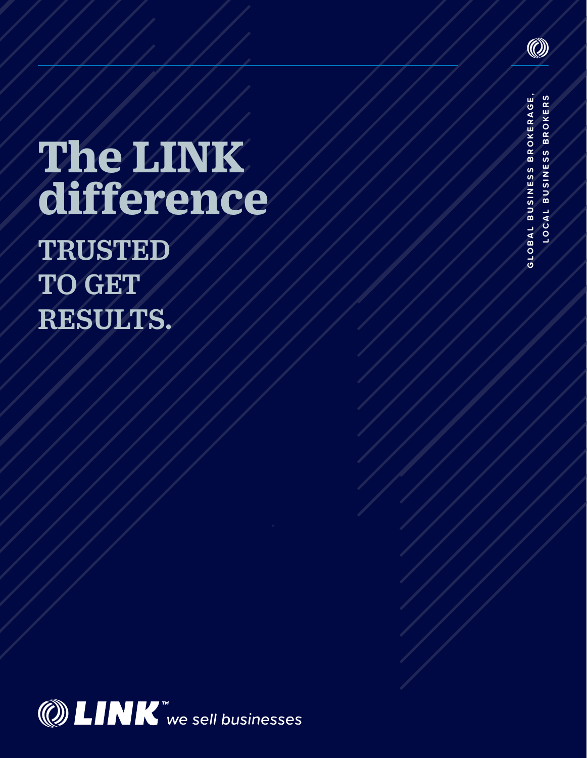# The LINK difference

## TRUSTED TO GET RESULTS.

GLOBAL BUSINESS BROKERAGE, LOCAL BUSINESS BROKERS

LINK™ we sell businesses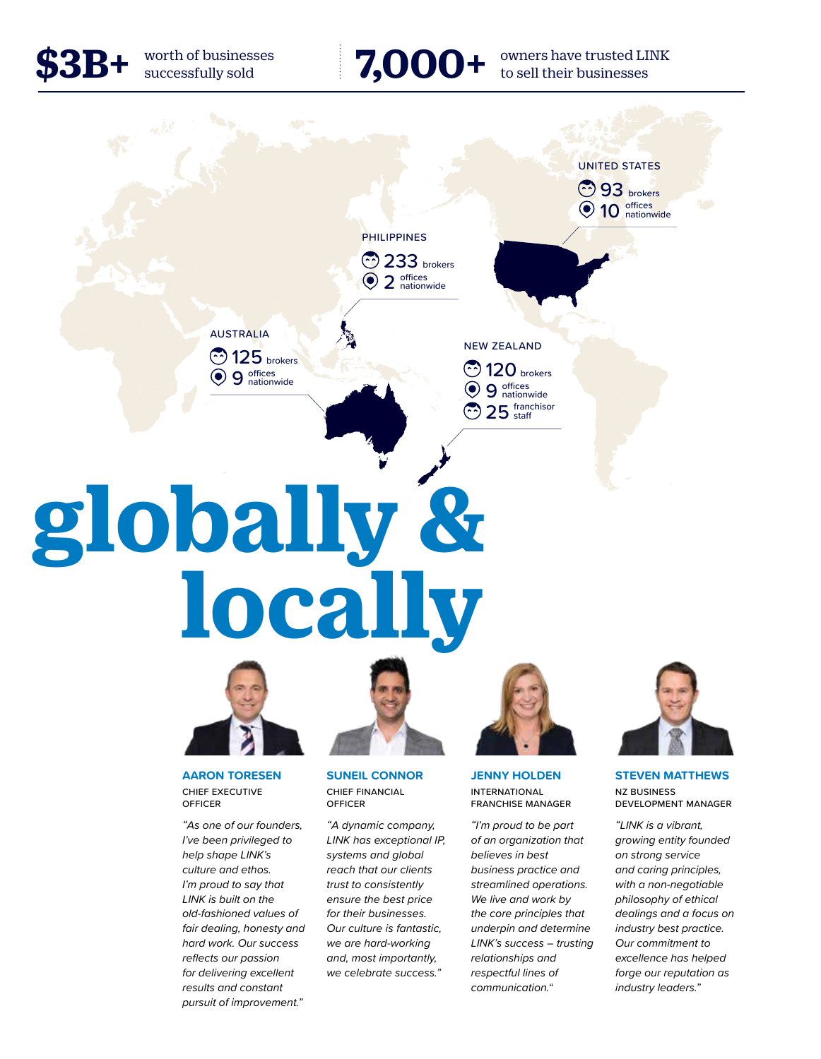**$3B+** worth of businesses successfully sold

**7,000+** owners have trusted LINK to sell their businesses

UNITED STATES
93 brokers
10 offices nationwide

PHILIPPINES
233 brokers
2 offices nationwide

AUSTRALIA
125 brokers
9 offices nationwide

NEW ZEALAND
120 brokers
9 offices nationwide
25 franchisor staff

# globally & locally

**AARON TORESEN**
CHIEF EXECUTIVE OFFICER

*"As one of our founders, I've been privileged to help shape LINK's culture and ethos. I'm proud to say that LINK is built on the old-fashioned values of fair dealing, honesty and hard work. Our success reflects our passion for delivering excellent results and constant pursuit of improvement."*

**SUNEIL CONNOR**
CHIEF FINANCIAL OFFICER

*"A dynamic company, LINK has exceptional IP, systems and global reach that our clients trust to consistently ensure the best price for their businesses. Our culture is fantastic, we are hard-working and, most importantly, we celebrate success."*

**JENNY HOLDEN**
INTERNATIONAL FRANCHISE MANAGER

*"I'm proud to be part of an organization that believes in best business practice and streamlined operations. We live and work by the core principles that underpin and determine LINK's success – trusting relationships and respectful lines of communication."*

**STEVEN MATTHEWS**
NZ BUSINESS DEVELOPMENT MANAGER

*"LINK is a vibrant, growing entity founded on strong service and caring principles, with a non-negotiable philosophy of ethical dealings and a focus on industry best practice. Our commitment to excellence has helped forge our reputation as industry leaders."*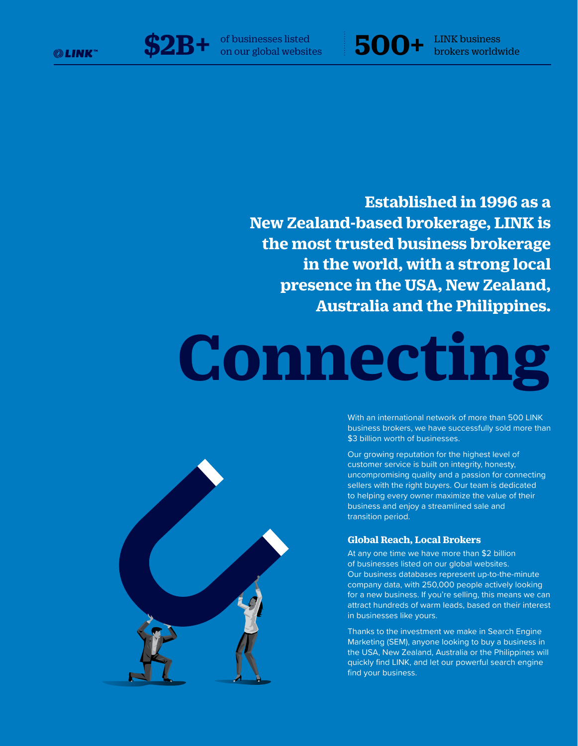LINK™

**$2B+** of businesses listed on our global websites

**500+** LINK business brokers worldwide

**Established in 1996 as a New Zealand-based brokerage, LINK is the most trusted business brokerage in the world, with a strong local presence in the USA, New Zealand, Australia and the Philippines.**

# Connecting

With an international network of more than 500 LINK business brokers, we have successfully sold more than $3 billion worth of businesses.

Our growing reputation for the highest level of customer service is built on integrity, honesty, uncompromising quality and a passion for connecting sellers with the right buyers. Our team is dedicated to helping every owner maximize the value of their business and enjoy a streamlined sale and transition period.

### Global Reach, Local Brokers

At any one time we have more than $2 billion of businesses listed on our global websites. Our business databases represent up-to-the-minute company data, with 250,000 people actively looking for a new business. If you're selling, this means we can attract hundreds of warm leads, based on their interest in businesses like yours.

Thanks to the investment we make in Search Engine Marketing (SEM), anyone looking to buy a business in the USA, New Zealand, Australia or the Philippines will quickly find LINK, and let our powerful search engine find your business.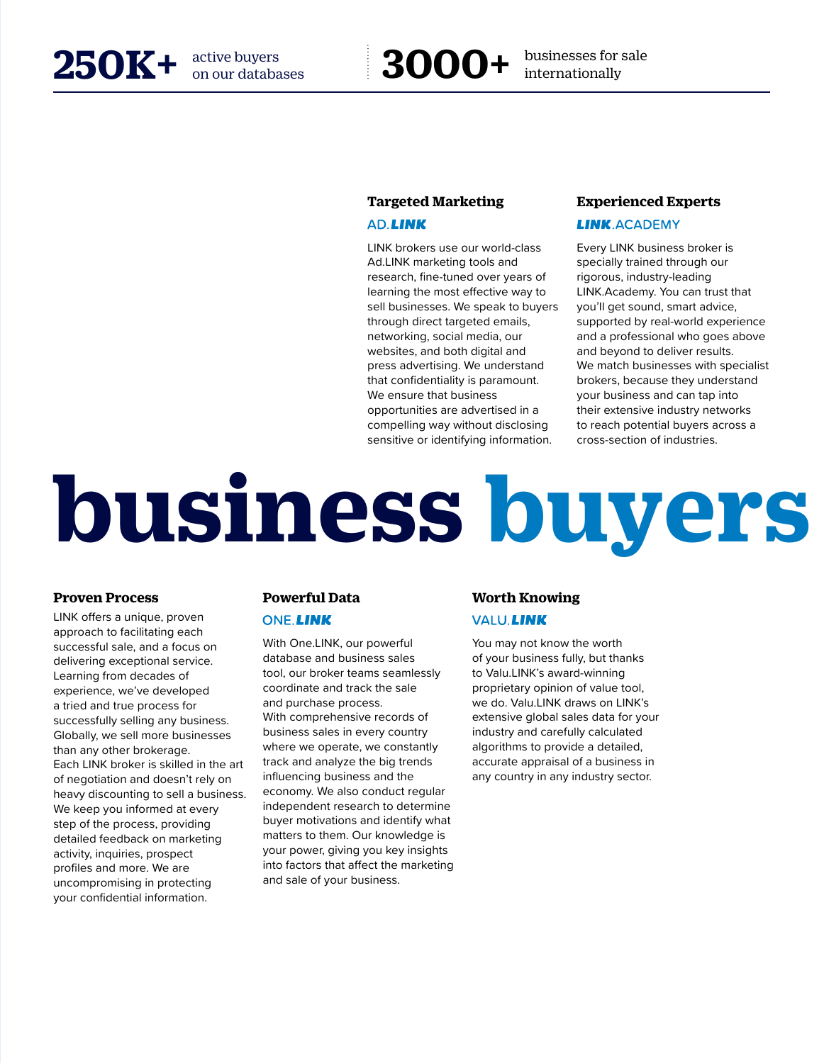**250K+** active buyers on our databases

**3000+** businesses for sale internationally

### Targeted Marketing

AD.***LINK***

LINK brokers use our world-class Ad.LINK marketing tools and research, fine-tuned over years of learning the most effective way to sell businesses. We speak to buyers through direct targeted emails, networking, social media, our websites, and both digital and press advertising. We understand that confidentiality is paramount. We ensure that business opportunities are advertised in a compelling way without disclosing sensitive or identifying information.

### Experienced Experts

***LINK***.ACADEMY

Every LINK business broker is specially trained through our rigorous, industry-leading LINK.Academy. You can trust that you'll get sound, smart advice, supported by real-world experience and a professional who goes above and beyond to deliver results. We match businesses with specialist brokers, because they understand your business and can tap into their extensive industry networks to reach potential buyers across a cross-section of industries.

# business buyers

### Proven Process

LINK offers a unique, proven approach to facilitating each successful sale, and a focus on delivering exceptional service. Learning from decades of experience, we've developed a tried and true process for successfully selling any business. Globally, we sell more businesses than any other brokerage. Each LINK broker is skilled in the art of negotiation and doesn't rely on heavy discounting to sell a business. We keep you informed at every step of the process, providing detailed feedback on marketing activity, inquiries, prospect profiles and more. We are uncompromising in protecting your confidential information.

### Powerful Data

ONE.***LINK***

With One.LINK, our powerful database and business sales tool, our broker teams seamlessly coordinate and track the sale and purchase process. With comprehensive records of business sales in every country where we operate, we constantly track and analyze the big trends influencing business and the economy. We also conduct regular independent research to determine buyer motivations and identify what matters to them. Our knowledge is your power, giving you key insights into factors that affect the marketing and sale of your business.

### Worth Knowing

VALU.***LINK***

You may not know the worth of your business fully, but thanks to Valu.LINK's award-winning proprietary opinion of value tool, we do. Valu.LINK draws on LINK's extensive global sales data for your industry and carefully calculated algorithms to provide a detailed, accurate appraisal of a business in any country in any industry sector.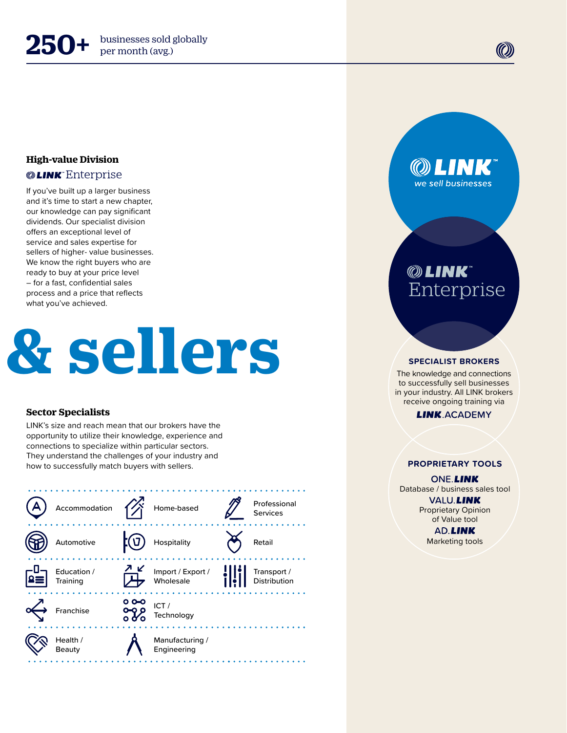**250+** businesses sold globally per month (avg.)

### High-value Division

**LINK** Enterprise

If you've built up a larger business and it's time to start a new chapter, our knowledge can pay significant dividends. Our specialist division offers an exceptional level of service and sales expertise for sellers of higher- value businesses. We know the right buyers who are ready to buy at your price level – for a fast, confidential sales process and a price that reflects what you've achieved.

# & sellers

### Sector Specialists

LINK's size and reach mean that our brokers have the opportunity to utilize their knowledge, experience and connections to specialize within particular sectors. They understand the challenges of your industry and how to successfully match buyers with sellers.

| | | |
|---|---|---|
| Accommodation | Home-based | Professional Services |
| Automotive | Hospitality | Retail |
| Education / Training | Import / Export / Wholesale | Transport / Distribution |
| Franchise | ICT / Technology | |
| Health / Beauty | Manufacturing / Engineering | |

**LINK™** we sell businesses

**LINK™** Enterprise

**SPECIALIST BROKERS**

The knowledge and connections to successfully sell businesses in your industry. All LINK brokers receive ongoing training via

**LINK**.ACADEMY

**PROPRIETARY TOOLS**

ONE.**LINK**
Database / business sales tool

VALU.**LINK**
Proprietary Opinion of Value tool

AD.**LINK**
Marketing tools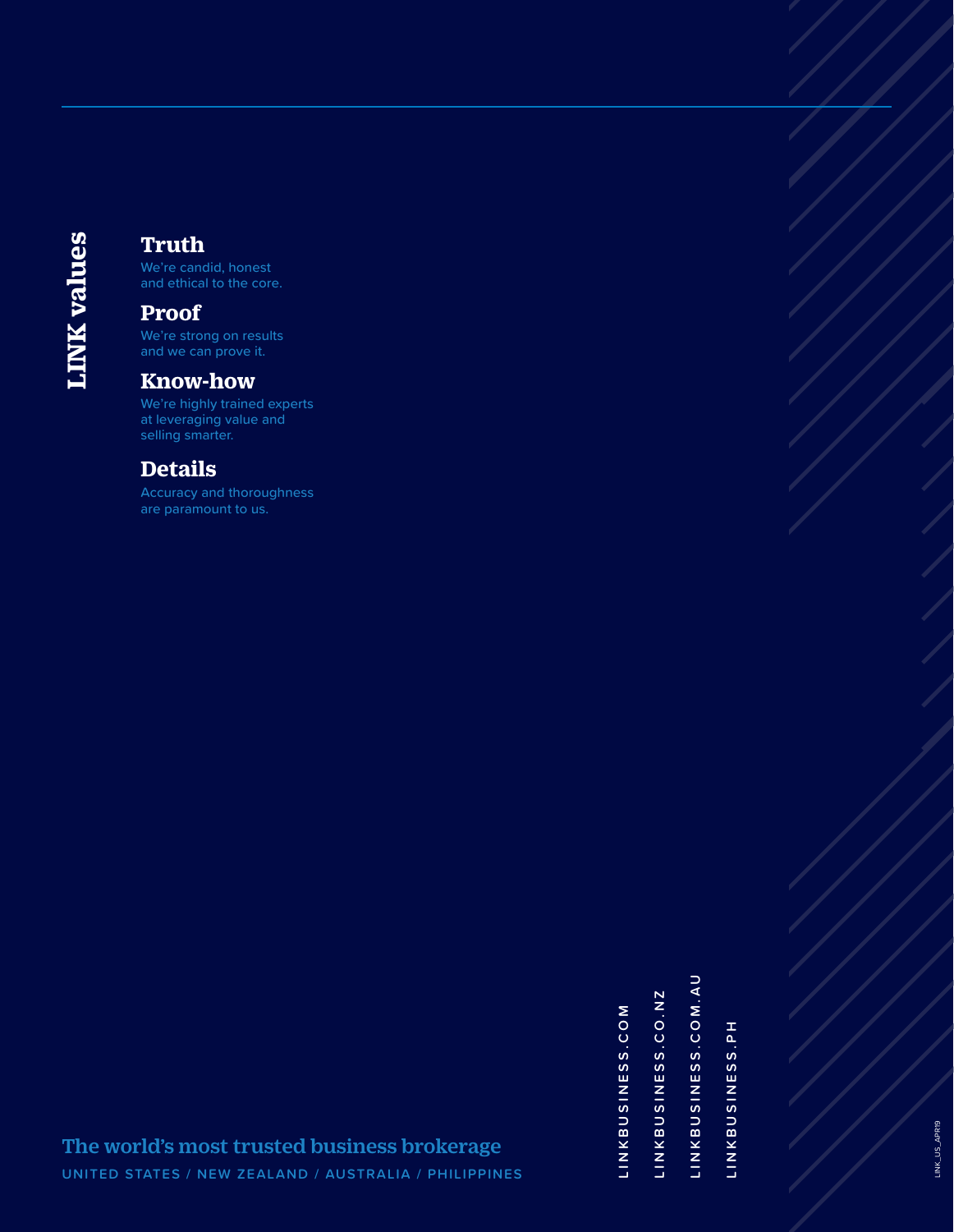## LINK values

### Truth
We're candid, honest and ethical to the core.

### Proof
We're strong on results and we can prove it.

### Know-how
We're highly trained experts at leveraging value and selling smarter.

### Details
Accuracy and thoroughness are paramount to us.

**The world's most trusted business brokerage**

UNITED STATES / NEW ZEALAND / AUSTRALIA / PHILIPPINES

LINKBUSINESS.COM

LINKBUSINESS.CO.NZ

LINKBUSINESS.COM.AU

LINKBUSINESS.PH

LINK_US_APR19